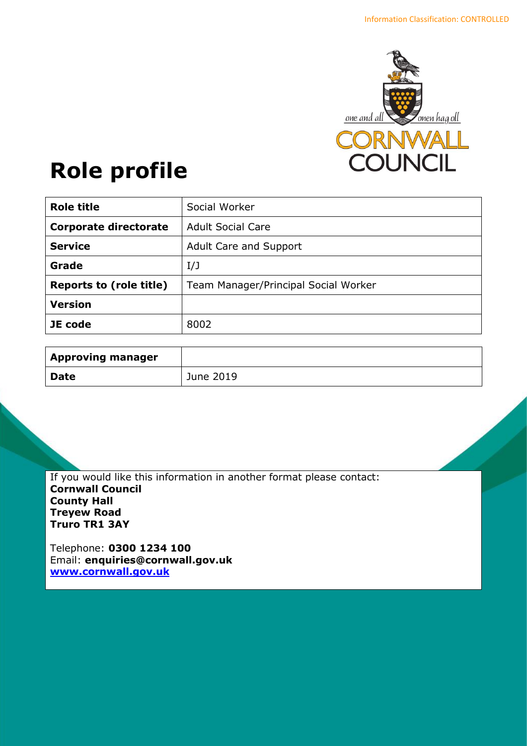Information Classification: CONTROLLED

one and all — onen hag oll

CORNWALL COUNCIL

# Role profile

| Role title | Social Worker |
|---|---|
| Corporate directorate | Adult Social Care |
| Service | Adult Care and Support |
| Grade | I/J |
| Reports to (role title) | Team Manager/Principal Social Worker |
| Version | |
| JE code | 8002 |

| Approving manager | |
|---|---|
| Date | June 2019 |

If you would like this information in another format please contact:
**Cornwall Council**
**County Hall**
**Treyew Road**
**Truro TR1 3AY**

Telephone: **0300 1234 100**
Email: **enquiries@cornwall.gov.uk**
**www.cornwall.gov.uk**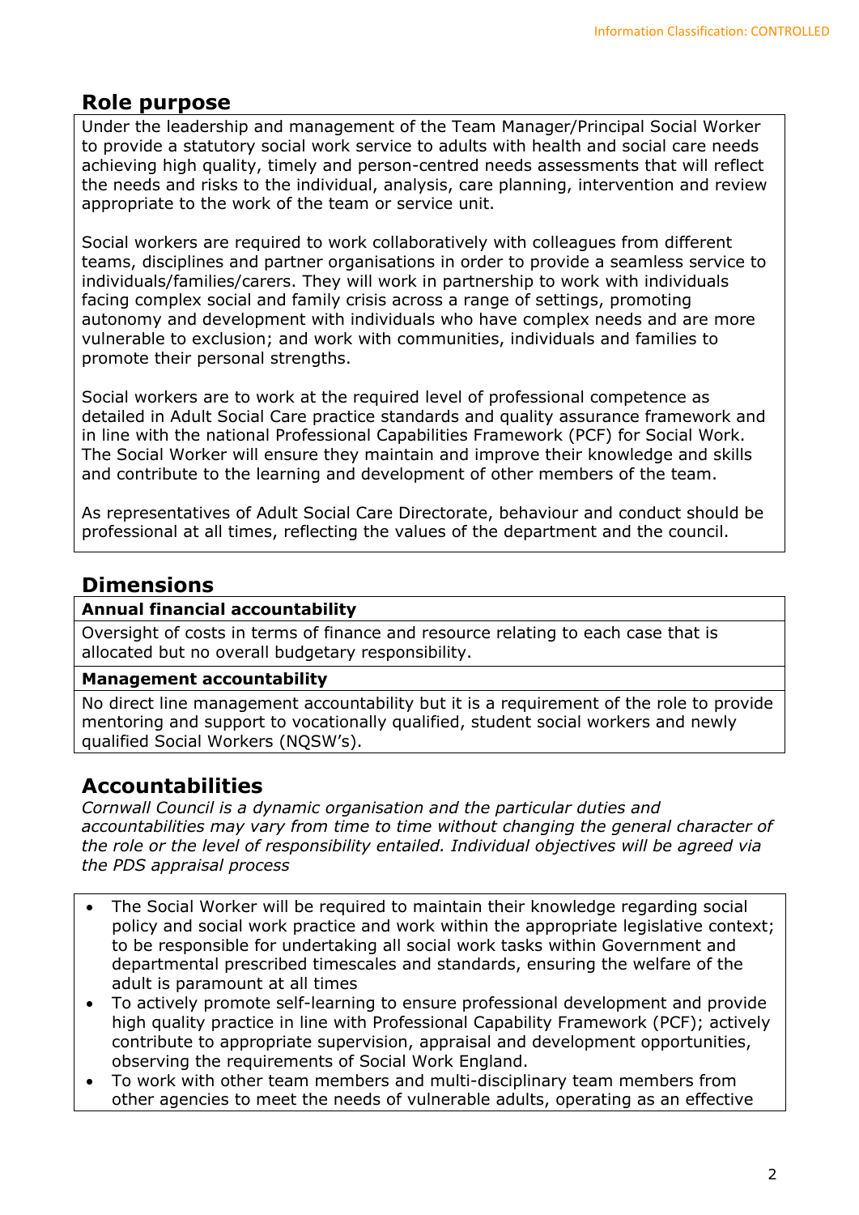## Role purpose

Under the leadership and management of the Team Manager/Principal Social Worker to provide a statutory social work service to adults with health and social care needs achieving high quality, timely and person-centred needs assessments that will reflect the needs and risks to the individual, analysis, care planning, intervention and review appropriate to the work of the team or service unit.

Social workers are required to work collaboratively with colleagues from different teams, disciplines and partner organisations in order to provide a seamless service to individuals/families/carers. They will work in partnership to work with individuals facing complex social and family crisis across a range of settings, promoting autonomy and development with individuals who have complex needs and are more vulnerable to exclusion; and work with communities, individuals and families to promote their personal strengths.

Social workers are to work at the required level of professional competence as detailed in Adult Social Care practice standards and quality assurance framework and in line with the national Professional Capabilities Framework (PCF) for Social Work. The Social Worker will ensure they maintain and improve their knowledge and skills and contribute to the learning and development of other members of the team.

As representatives of Adult Social Care Directorate, behaviour and conduct should be professional at all times, reflecting the values of the department and the council.

## Dimensions

| **Annual financial accountability** |
|---|
| Oversight of costs in terms of finance and resource relating to each case that is allocated but no overall budgetary responsibility. |
| **Management accountability** |
| No direct line management accountability but it is a requirement of the role to provide mentoring and support to vocationally qualified, student social workers and newly qualified Social Workers (NQSW's). |

## Accountabilities

*Cornwall Council is a dynamic organisation and the particular duties and accountabilities may vary from time to time without changing the general character of the role or the level of responsibility entailed. Individual objectives will be agreed via the PDS appraisal process*

- The Social Worker will be required to maintain their knowledge regarding social policy and social work practice and work within the appropriate legislative context; to be responsible for undertaking all social work tasks within Government and departmental prescribed timescales and standards, ensuring the welfare of the adult is paramount at all times
- To actively promote self-learning to ensure professional development and provide high quality practice in line with Professional Capability Framework (PCF); actively contribute to appropriate supervision, appraisal and development opportunities, observing the requirements of Social Work England.
- To work with other team members and multi-disciplinary team members from other agencies to meet the needs of vulnerable adults, operating as an effective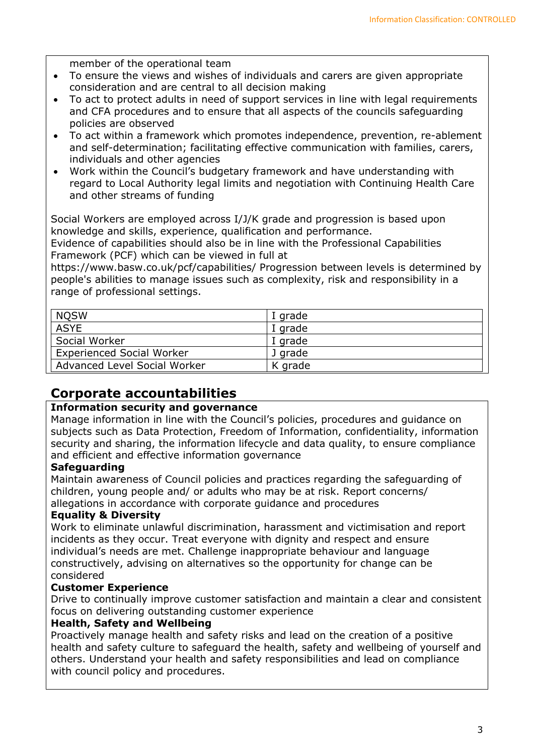member of the operational team

- To ensure the views and wishes of individuals and carers are given appropriate consideration and are central to all decision making
- To act to protect adults in need of support services in line with legal requirements and CFA procedures and to ensure that all aspects of the councils safeguarding policies are observed
- To act within a framework which promotes independence, prevention, re-ablement and self-determination; facilitating effective communication with families, carers, individuals and other agencies
- Work within the Council's budgetary framework and have understanding with regard to Local Authority legal limits and negotiation with Continuing Health Care and other streams of funding

Social Workers are employed across I/J/K grade and progression is based upon knowledge and skills, experience, qualification and performance.
Evidence of capabilities should also be in line with the Professional Capabilities Framework (PCF) which can be viewed in full at https://www.basw.co.uk/pcf/capabilities/ Progression between levels is determined by people's abilities to manage issues such as complexity, risk and responsibility in a range of professional settings.

| | |
|---|---|
| NQSW | I grade |
| ASYE | I grade |
| Social Worker | I grade |
| Experienced Social Worker | J grade |
| Advanced Level Social Worker | K grade |

## Corporate accountabilities

**Information security and governance**
Manage information in line with the Council's policies, procedures and guidance on subjects such as Data Protection, Freedom of Information, confidentiality, information security and sharing, the information lifecycle and data quality, to ensure compliance and efficient and effective information governance

**Safeguarding**
Maintain awareness of Council policies and practices regarding the safeguarding of children, young people and/ or adults who may be at risk. Report concerns/ allegations in accordance with corporate guidance and procedures

**Equality & Diversity**
Work to eliminate unlawful discrimination, harassment and victimisation and report incidents as they occur. Treat everyone with dignity and respect and ensure individual's needs are met. Challenge inappropriate behaviour and language constructively, advising on alternatives so the opportunity for change can be considered

**Customer Experience**
Drive to continually improve customer satisfaction and maintain a clear and consistent focus on delivering outstanding customer experience

**Health, Safety and Wellbeing**
Proactively manage health and safety risks and lead on the creation of a positive health and safety culture to safeguard the health, safety and wellbeing of yourself and others. Understand your health and safety responsibilities and lead on compliance with council policy and procedures.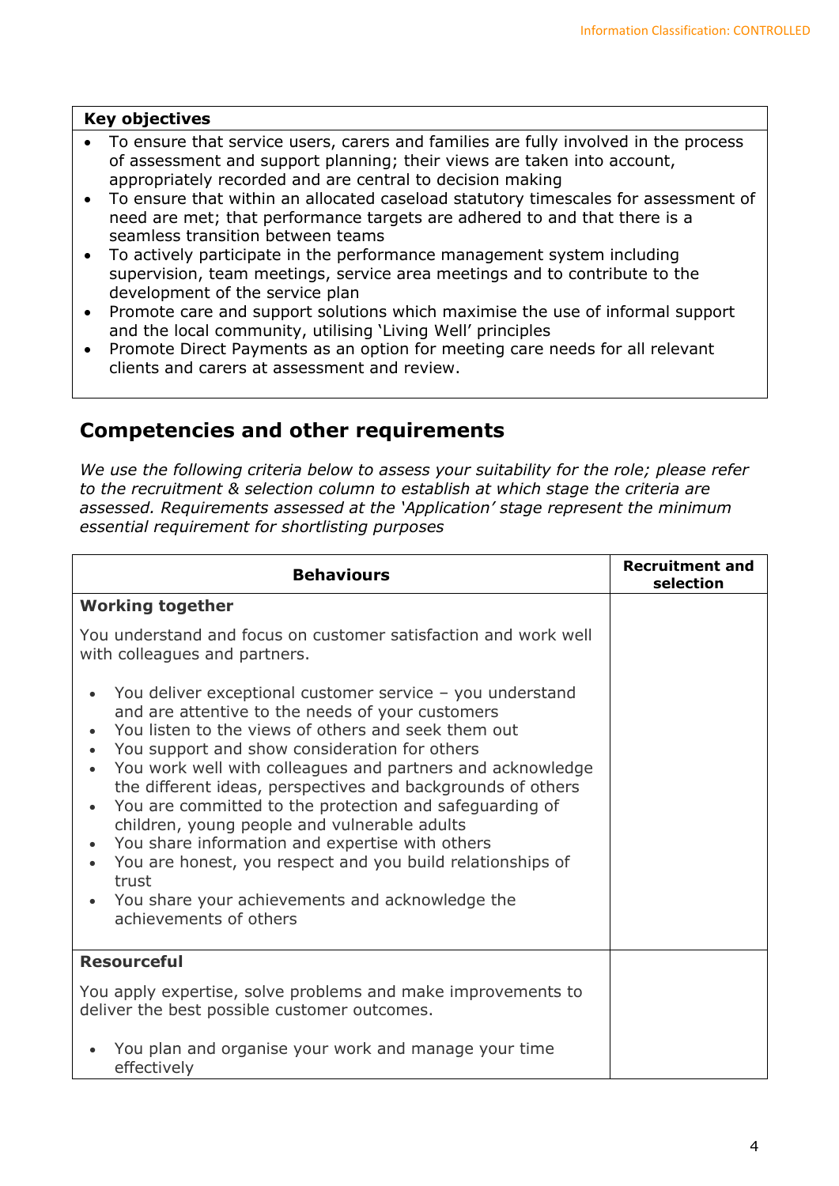| Key objectives |
| --- |
| • To ensure that service users, carers and families are fully involved in the process of assessment and support planning; their views are taken into account, appropriately recorded and are central to decision making<br>• To ensure that within an allocated caseload statutory timescales for assessment of need are met; that performance targets are adhered to and that there is a seamless transition between teams<br>• To actively participate in the performance management system including supervision, team meetings, service area meetings and to contribute to the development of the service plan<br>• Promote care and support solutions which maximise the use of informal support and the local community, utilising 'Living Well' principles<br>• Promote Direct Payments as an option for meeting care needs for all relevant clients and carers at assessment and review. |

## Competencies and other requirements

*We use the following criteria below to assess your suitability for the role; please refer to the recruitment & selection column to establish at which stage the criteria are assessed. Requirements assessed at the 'Application' stage represent the minimum essential requirement for shortlisting purposes*

| Behaviours | Recruitment and selection |
| --- | --- |
| **Working together**<br><br>You understand and focus on customer satisfaction and work well with colleagues and partners.<br><br>• You deliver exceptional customer service – you understand and are attentive to the needs of your customers<br>• You listen to the views of others and seek them out<br>• You support and show consideration for others<br>• You work well with colleagues and partners and acknowledge the different ideas, perspectives and backgrounds of others<br>• You are committed to the protection and safeguarding of children, young people and vulnerable adults<br>• You share information and expertise with others<br>• You are honest, you respect and you build relationships of trust<br>• You share your achievements and acknowledge the achievements of others | |
| **Resourceful**<br><br>You apply expertise, solve problems and make improvements to deliver the best possible customer outcomes.<br><br>• You plan and organise your work and manage your time effectively | |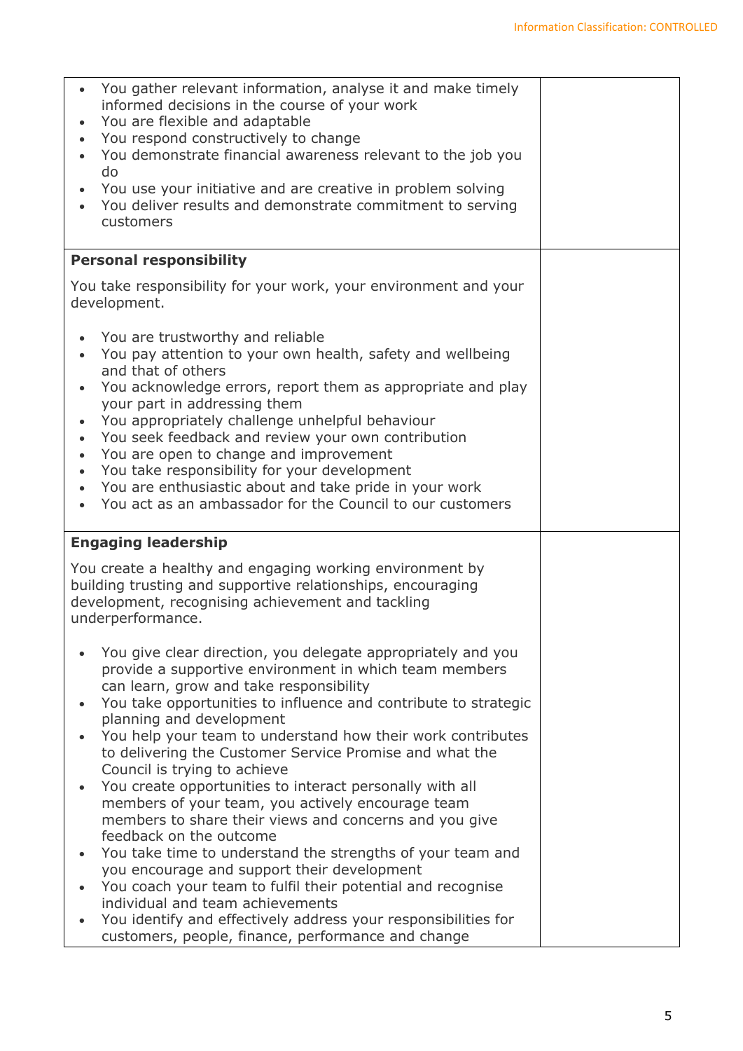| | |
|---|---|
| <ul><li>You gather relevant information, analyse it and make timely informed decisions in the course of your work</li><li>You are flexible and adaptable</li><li>You respond constructively to change</li><li>You demonstrate financial awareness relevant to the job you do</li><li>You use your initiative and are creative in problem solving</li><li>You deliver results and demonstrate commitment to serving customers</li></ul> | |
| **Personal responsibility**<br><br>You take responsibility for your work, your environment and your development.<br><ul><li>You are trustworthy and reliable</li><li>You pay attention to your own health, safety and wellbeing and that of others</li><li>You acknowledge errors, report them as appropriate and play your part in addressing them</li><li>You appropriately challenge unhelpful behaviour</li><li>You seek feedback and review your own contribution</li><li>You are open to change and improvement</li><li>You take responsibility for your development</li><li>You are enthusiastic about and take pride in your work</li><li>You act as an ambassador for the Council to our customers</li></ul> | |
| **Engaging leadership**<br><br>You create a healthy and engaging working environment by building trusting and supportive relationships, encouraging development, recognising achievement and tackling underperformance.<br><ul><li>You give clear direction, you delegate appropriately and you provide a supportive environment in which team members can learn, grow and take responsibility</li><li>You take opportunities to influence and contribute to strategic planning and development</li><li>You help your team to understand how their work contributes to delivering the Customer Service Promise and what the Council is trying to achieve</li><li>You create opportunities to interact personally with all members of your team, you actively encourage team members to share their views and concerns and you give feedback on the outcome</li><li>You take time to understand the strengths of your team and you encourage and support their development</li><li>You coach your team to fulfil their potential and recognise individual and team achievements</li><li>You identify and effectively address your responsibilities for customers, people, finance, performance and change</li></ul> | |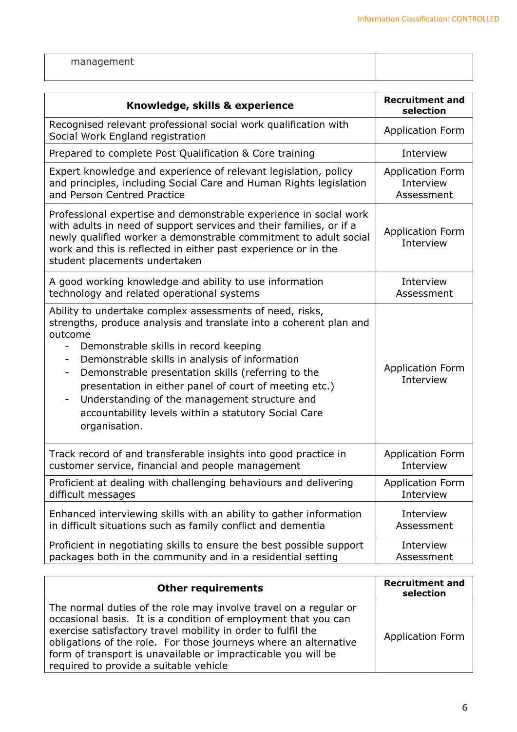| management | |
|---|---|

| Knowledge, skills & experience | Recruitment and selection |
|---|---|
| Recognised relevant professional social work qualification with Social Work England registration | Application Form |
| Prepared to complete Post Qualification & Core training | Interview |
| Expert knowledge and experience of relevant legislation, policy and principles, including Social Care and Human Rights legislation and Person Centred Practice | Application Form<br>Interview<br>Assessment |
| Professional expertise and demonstrable experience in social work with adults in need of support services and their families, or if a newly qualified worker a demonstrable commitment to adult social work and this is reflected in either past experience or in the student placements undertaken | Application Form<br>Interview |
| A good working knowledge and ability to use information technology and related operational systems | Interview<br>Assessment |
| Ability to undertake complex assessments of need, risks, strengths, produce analysis and translate into a coherent plan and outcome<br>- Demonstrable skills in record keeping<br>- Demonstrable skills in analysis of information<br>- Demonstrable presentation skills (referring to the presentation in either panel of court of meeting etc.)<br>- Understanding of the management structure and accountability levels within a statutory Social Care organisation. | Application Form<br>Interview |
| Track record of and transferable insights into good practice in customer service, financial and people management | Application Form<br>Interview |
| Proficient at dealing with challenging behaviours and delivering difficult messages | Application Form<br>Interview |
| Enhanced interviewing skills with an ability to gather information in difficult situations such as family conflict and dementia | Interview<br>Assessment |
| Proficient in negotiating skills to ensure the best possible support packages both in the community and in a residential setting | Interview<br>Assessment |

| Other requirements | Recruitment and selection |
|---|---|
| The normal duties of the role may involve travel on a regular or occasional basis. It is a condition of employment that you can exercise satisfactory travel mobility in order to fulfil the obligations of the role. For those journeys where an alternative form of transport is unavailable or impracticable you will be required to provide a suitable vehicle | Application Form |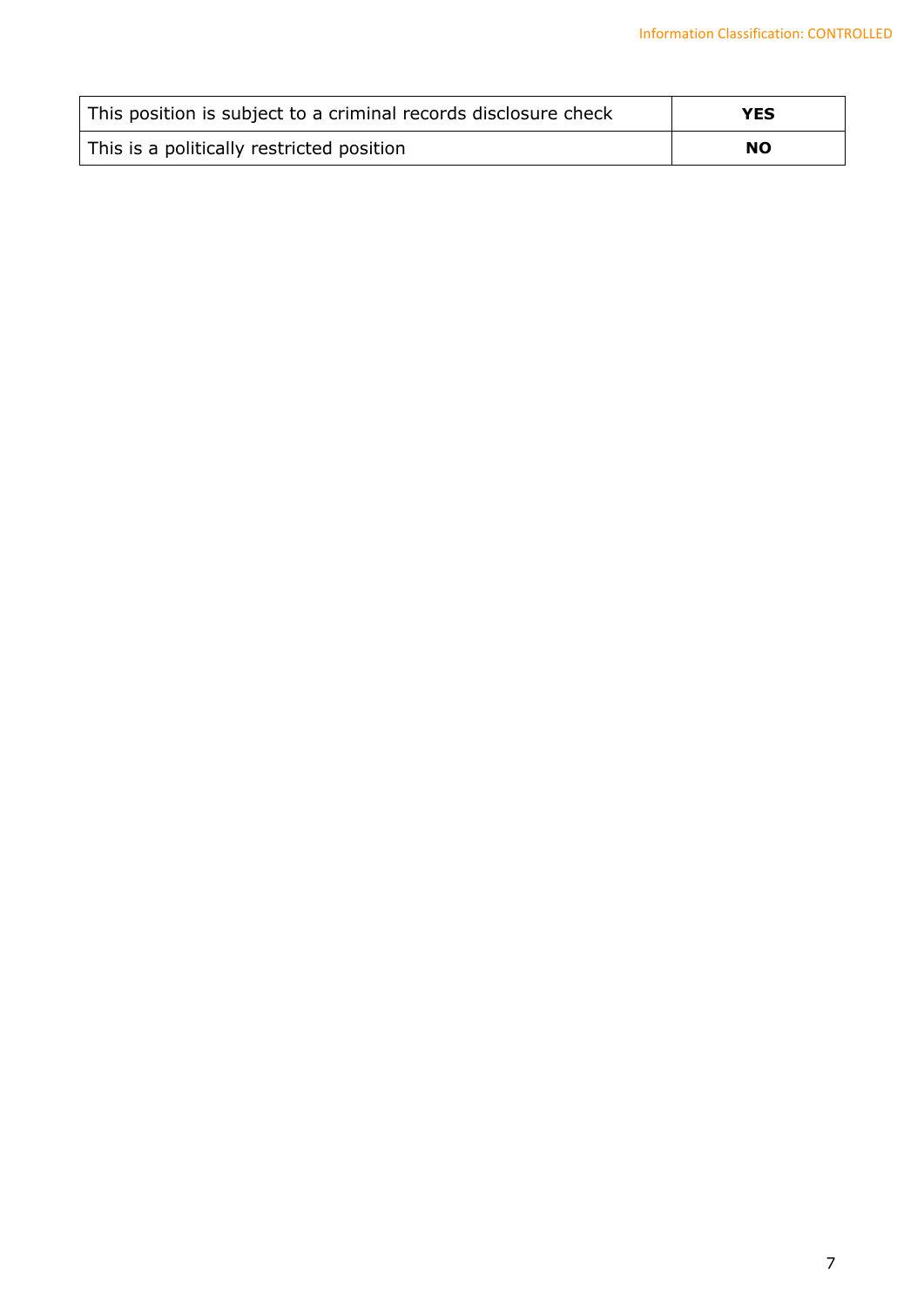| | |
|---|---|
| This position is subject to a criminal records disclosure check | **YES** |
| This is a politically restricted position | **NO** |